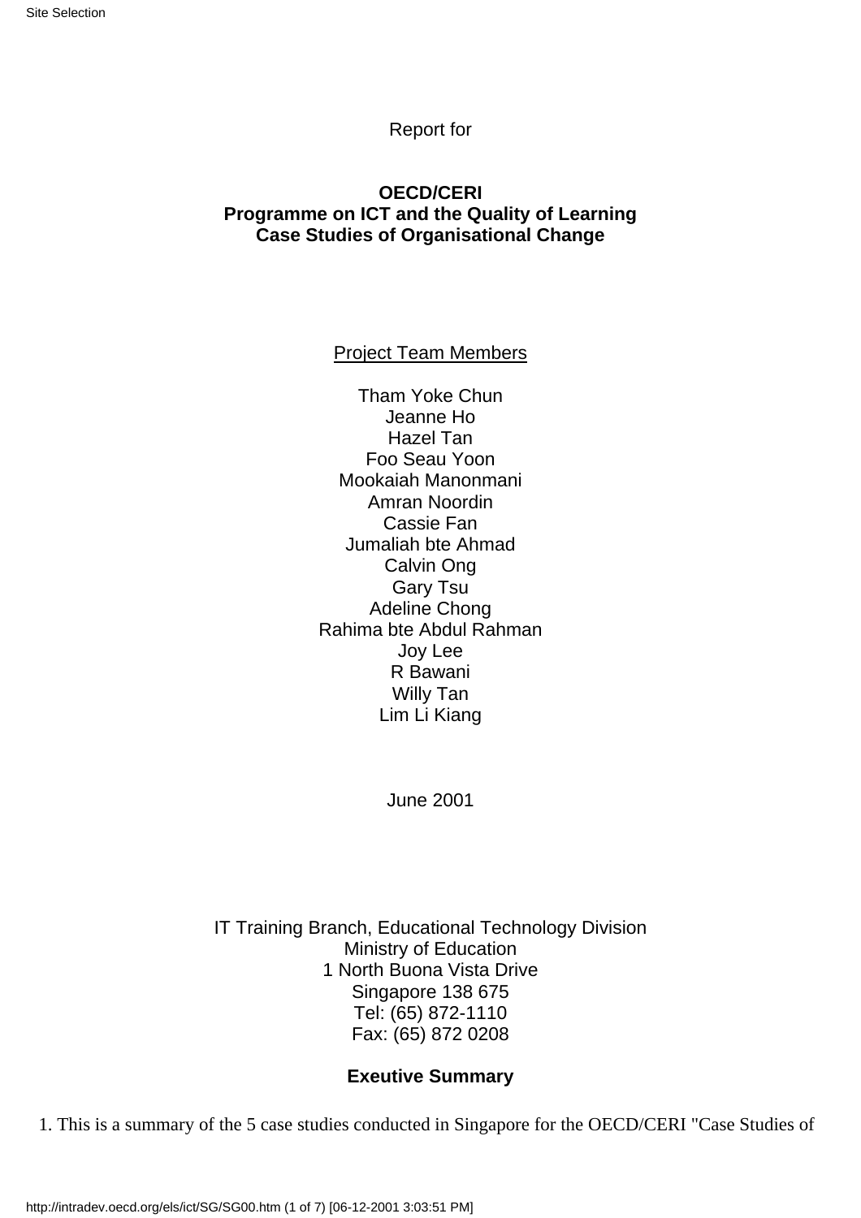Report for

**OECD/CERI**
**Programme on ICT and the Quality of Learning**
**Case Studies of Organisational Change**

Project Team Members

Tham Yoke Chun
Jeanne Ho
Hazel Tan
Foo Seau Yoon
Mookaiah Manonmani
Amran Noordin
Cassie Fan
Jumaliah bte Ahmad
Calvin Ong
Gary Tsu
Adeline Chong
Rahima bte Abdul Rahman
Joy Lee
R Bawani
Willy Tan
Lim Li Kiang

June 2001

IT Training Branch, Educational Technology Division
Ministry of Education
1 North Buona Vista Drive
Singapore 138 675
Tel: (65) 872-1110
Fax: (65) 872 0208

## Exeutive Summary

1. This is a summary of the 5 case studies conducted in Singapore for the OECD/CERI "Case Studies of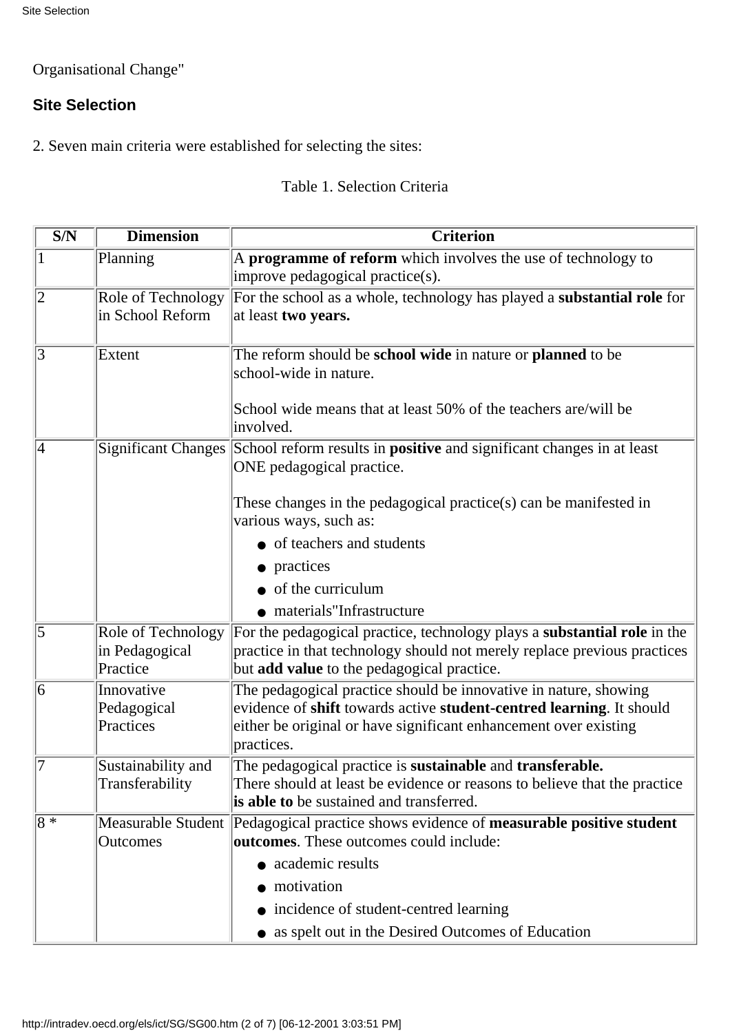Organisational Change"

## Site Selection

2. Seven main criteria were established for selecting the sites:

Table 1. Selection Criteria

| S/N | Dimension | Criterion |
|---|---|---|
| 1 | Planning | A **programme of reform** which involves the use of technology to improve pedagogical practice(s). |
| 2 | Role of Technology in School Reform | For the school as a whole, technology has played a **substantial role** for at least **two years.** |
| 3 | Extent | The reform should be **school wide** in nature or **planned** to be school-wide in nature.<br><br>School wide means that at least 50% of the teachers are/will be involved. |
| 4 | Significant Changes | School reform results in **positive** and significant changes in at least ONE pedagogical practice.<br><br>These changes in the pedagogical practice(s) can be manifested in various ways, such as:<br>• of teachers and students<br>• practices<br>• of the curriculum<br>• materials"Infrastructure |
| 5 | Role of Technology in Pedagogical Practice | For the pedagogical practice, technology plays a **substantial role** in the practice in that technology should not merely replace previous practices but **add value** to the pedagogical practice. |
| 6 | Innovative Pedagogical Practices | The pedagogical practice should be innovative in nature, showing evidence of **shift** towards active **student-centred learning**. It should either be original or have significant enhancement over existing practices. |
| 7 | Sustainability and Transferability | The pedagogical practice is **sustainable** and **transferable.**<br>There should at least be evidence or reasons to believe that the practice **is able to** be sustained and transferred. |
| 8 * | Measurable Student Outcomes | Pedagogical practice shows evidence of **measurable positive student outcomes**. These outcomes could include:<br>• academic results<br>• motivation<br>• incidence of student-centred learning<br>• as spelt out in the Desired Outcomes of Education |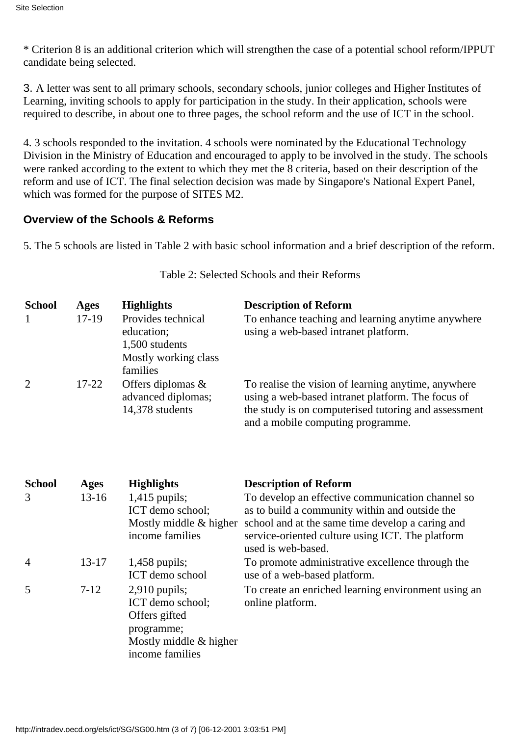* Criterion 8 is an additional criterion which will strengthen the case of a potential school reform/IPPUT candidate being selected.

3. A letter was sent to all primary schools, secondary schools, junior colleges and Higher Institutes of Learning, inviting schools to apply for participation in the study. In their application, schools were required to describe, in about one to three pages, the school reform and the use of ICT in the school.

4. 3 schools responded to the invitation. 4 schools were nominated by the Educational Technology Division in the Ministry of Education and encouraged to apply to be involved in the study. The schools were ranked according to the extent to which they met the 8 criteria, based on their description of the reform and use of ICT. The final selection decision was made by Singapore's National Expert Panel, which was formed for the purpose of SITES M2.

### Overview of the Schools & Reforms

5. The 5 schools are listed in Table 2 with basic school information and a brief description of the reform.

Table 2: Selected Schools and their Reforms

| School | Ages | Highlights | Description of Reform |
|---|---|---|---|
| 1 | 17-19 | Provides technical education; 1,500 students Mostly working class families | To enhance teaching and learning anytime anywhere using a web-based intranet platform. |
| 2 | 17-22 | Offers diplomas & advanced diplomas; 14,378 students | To realise the vision of learning anytime, anywhere using a web-based intranet platform. The focus of the study is on computerised tutoring and assessment and a mobile computing programme. |
| 3 | 13-16 | 1,415 pupils; ICT demo school; Mostly middle & higher income families | To develop an effective communication channel so as to build a community within and outside the school and at the same time develop a caring and service-oriented culture using ICT. The platform used is web-based. |
| 4 | 13-17 | 1,458 pupils; ICT demo school | To promote administrative excellence through the use of a web-based platform. |
| 5 | 7-12 | 2,910 pupils; ICT demo school; Offers gifted programme; Mostly middle & higher income families | To create an enriched learning environment using an online platform. |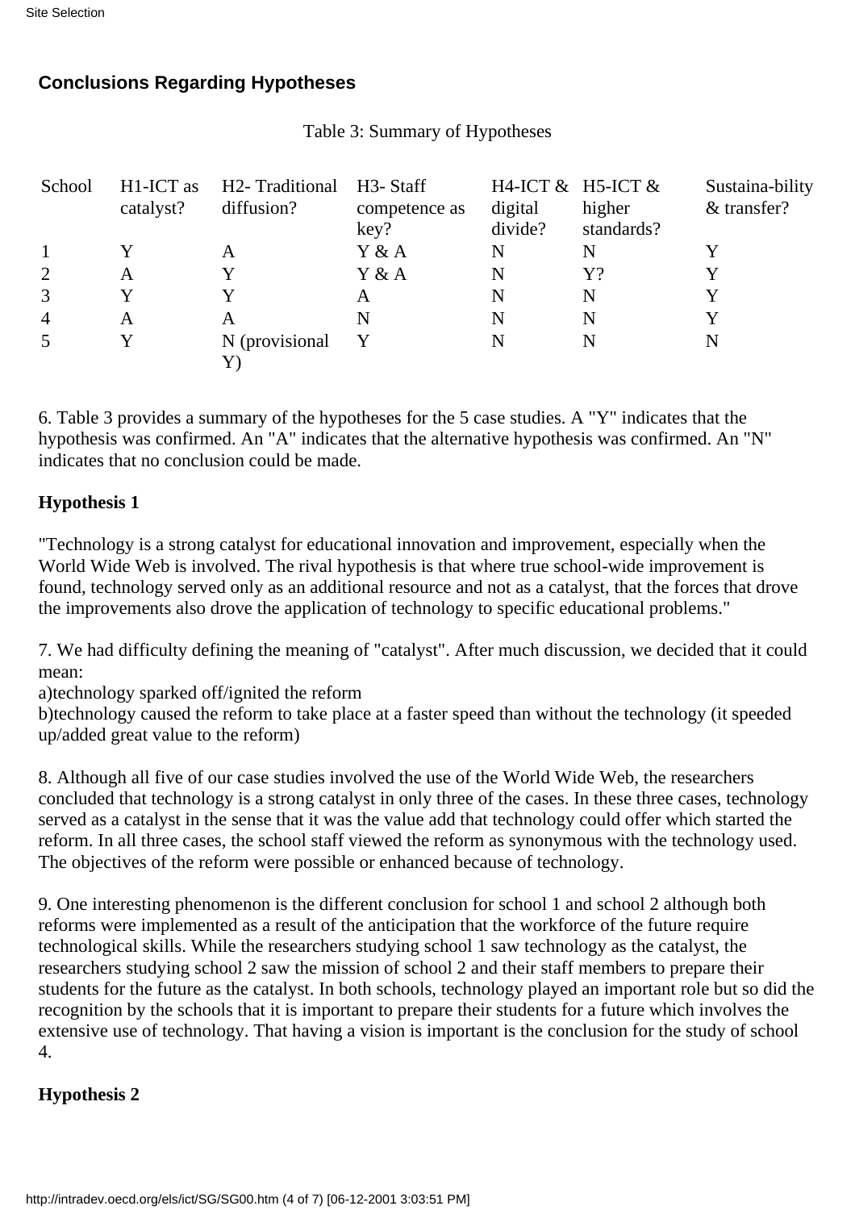## Conclusions Regarding Hypotheses

Table 3: Summary of Hypotheses

| School | H1-ICT as catalyst? | H2- Traditional diffusion? | H3- Staff competence as key? | H4-ICT & digital divide? | H5-ICT & higher standards? | Sustaina-bility & transfer? |
|---|---|---|---|---|---|---|
| 1 | Y | A | Y & A | N | N | Y |
| 2 | A | Y | Y & A | N | Y? | Y |
| 3 | Y | Y | A | N | N | Y |
| 4 | A | A | N | N | N | Y |
| 5 | Y | N (provisional Y) | Y | N | N | N |

6. Table 3 provides a summary of the hypotheses for the 5 case studies. A "Y" indicates that the hypothesis was confirmed. An "A" indicates that the alternative hypothesis was confirmed. An "N" indicates that no conclusion could be made.

**Hypothesis 1**

"Technology is a strong catalyst for educational innovation and improvement, especially when the World Wide Web is involved. The rival hypothesis is that where true school-wide improvement is found, technology served only as an additional resource and not as a catalyst, that the forces that drove the improvements also drove the application of technology to specific educational problems."

7. We had difficulty defining the meaning of "catalyst". After much discussion, we decided that it could mean:
a)technology sparked off/ignited the reform
b)technology caused the reform to take place at a faster speed than without the technology (it speeded up/added great value to the reform)

8. Although all five of our case studies involved the use of the World Wide Web, the researchers concluded that technology is a strong catalyst in only three of the cases. In these three cases, technology served as a catalyst in the sense that it was the value add that technology could offer which started the reform. In all three cases, the school staff viewed the reform as synonymous with the technology used. The objectives of the reform were possible or enhanced because of technology.

9. One interesting phenomenon is the different conclusion for school 1 and school 2 although both reforms were implemented as a result of the anticipation that the workforce of the future require technological skills. While the researchers studying school 1 saw technology as the catalyst, the researchers studying school 2 saw the mission of school 2 and their staff members to prepare their students for the future as the catalyst. In both schools, technology played an important role but so did the recognition by the schools that it is important to prepare their students for a future which involves the extensive use of technology. That having a vision is important is the conclusion for the study of school 4.

**Hypothesis 2**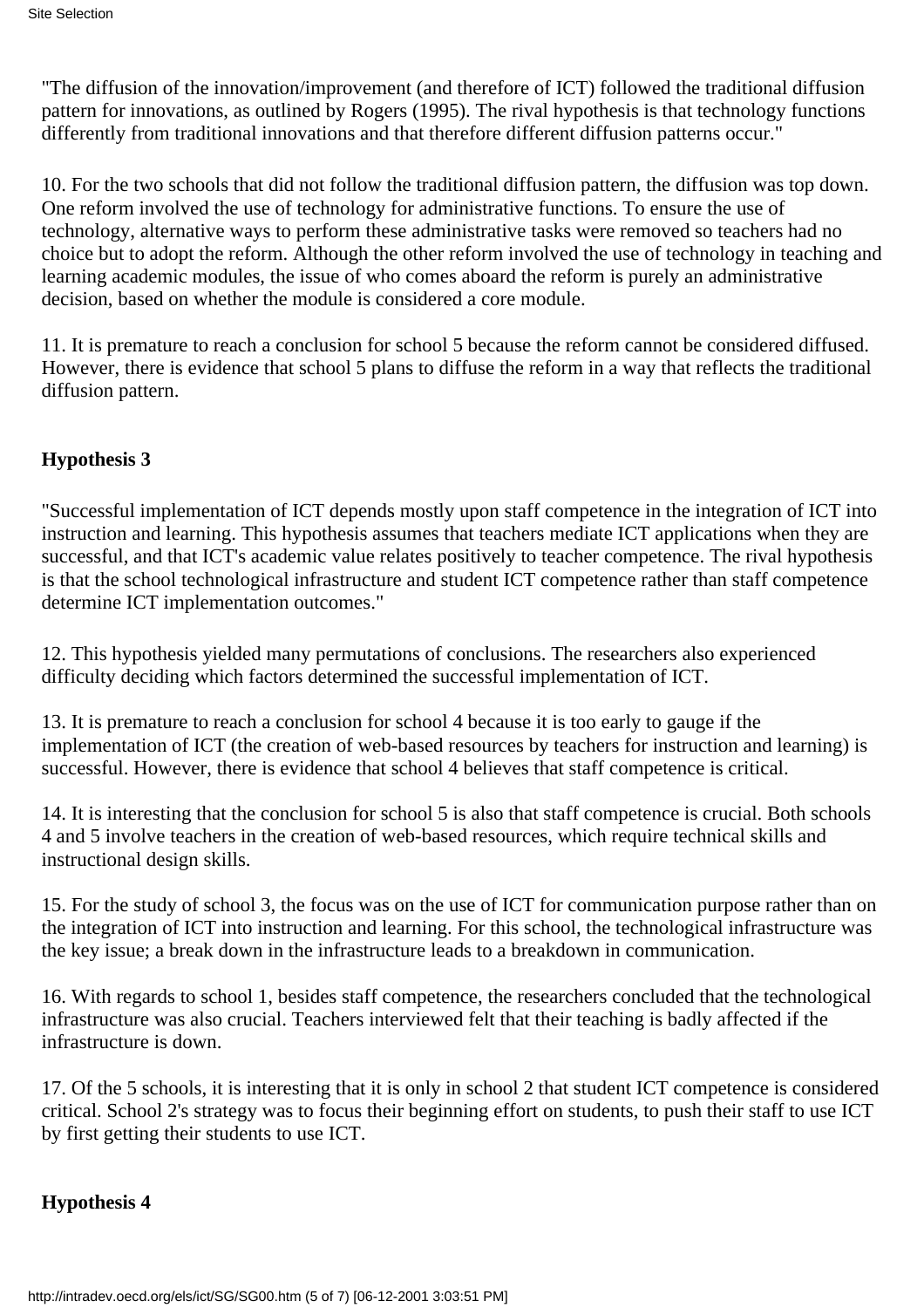"The diffusion of the innovation/improvement (and therefore of ICT) followed the traditional diffusion pattern for innovations, as outlined by Rogers (1995). The rival hypothesis is that technology functions differently from traditional innovations and that therefore different diffusion patterns occur."

10. For the two schools that did not follow the traditional diffusion pattern, the diffusion was top down. One reform involved the use of technology for administrative functions. To ensure the use of technology, alternative ways to perform these administrative tasks were removed so teachers had no choice but to adopt the reform. Although the other reform involved the use of technology in teaching and learning academic modules, the issue of who comes aboard the reform is purely an administrative decision, based on whether the module is considered a core module.

11. It is premature to reach a conclusion for school 5 because the reform cannot be considered diffused. However, there is evidence that school 5 plans to diffuse the reform in a way that reflects the traditional diffusion pattern.

**Hypothesis 3**

"Successful implementation of ICT depends mostly upon staff competence in the integration of ICT into instruction and learning. This hypothesis assumes that teachers mediate ICT applications when they are successful, and that ICT's academic value relates positively to teacher competence. The rival hypothesis is that the school technological infrastructure and student ICT competence rather than staff competence determine ICT implementation outcomes."

12. This hypothesis yielded many permutations of conclusions. The researchers also experienced difficulty deciding which factors determined the successful implementation of ICT.

13. It is premature to reach a conclusion for school 4 because it is too early to gauge if the implementation of ICT (the creation of web-based resources by teachers for instruction and learning) is successful. However, there is evidence that school 4 believes that staff competence is critical.

14. It is interesting that the conclusion for school 5 is also that staff competence is crucial. Both schools 4 and 5 involve teachers in the creation of web-based resources, which require technical skills and instructional design skills.

15. For the study of school 3, the focus was on the use of ICT for communication purpose rather than on the integration of ICT into instruction and learning. For this school, the technological infrastructure was the key issue; a break down in the infrastructure leads to a breakdown in communication.

16. With regards to school 1, besides staff competence, the researchers concluded that the technological infrastructure was also crucial. Teachers interviewed felt that their teaching is badly affected if the infrastructure is down.

17. Of the 5 schools, it is interesting that it is only in school 2 that student ICT competence is considered critical. School 2's strategy was to focus their beginning effort on students, to push their staff to use ICT by first getting their students to use ICT.

**Hypothesis 4**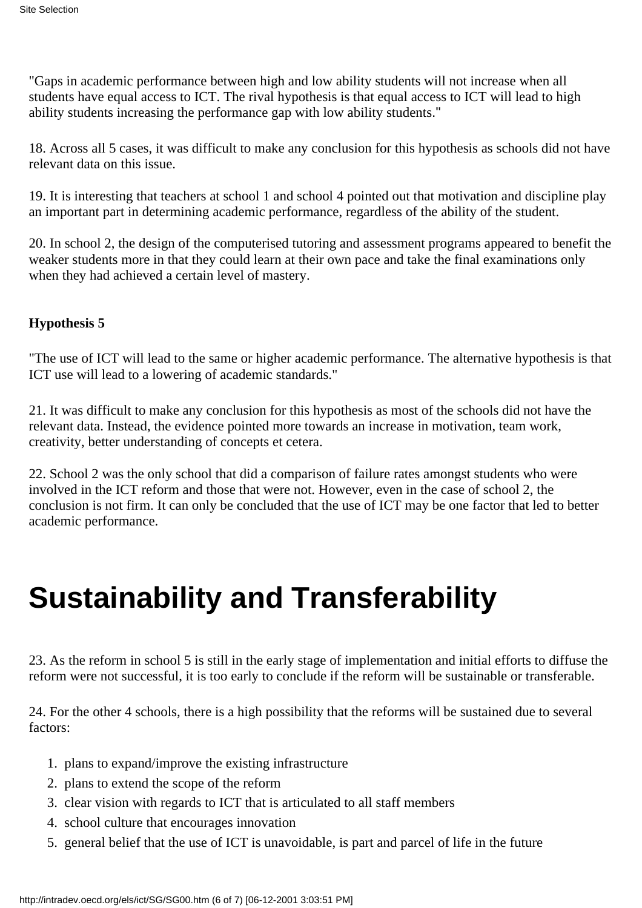"Gaps in academic performance between high and low ability students will not increase when all students have equal access to ICT. The rival hypothesis is that equal access to ICT will lead to high ability students increasing the performance gap with low ability students."

18. Across all 5 cases, it was difficult to make any conclusion for this hypothesis as schools did not have relevant data on this issue.

19. It is interesting that teachers at school 1 and school 4 pointed out that motivation and discipline play an important part in determining academic performance, regardless of the ability of the student.

20. In school 2, the design of the computerised tutoring and assessment programs appeared to benefit the weaker students more in that they could learn at their own pace and take the final examinations only when they had achieved a certain level of mastery.

**Hypothesis 5**

"The use of ICT will lead to the same or higher academic performance. The alternative hypothesis is that ICT use will lead to a lowering of academic standards."

21. It was difficult to make any conclusion for this hypothesis as most of the schools did not have the relevant data. Instead, the evidence pointed more towards an increase in motivation, team work, creativity, better understanding of concepts et cetera.

22. School 2 was the only school that did a comparison of failure rates amongst students who were involved in the ICT reform and those that were not. However, even in the case of school 2, the conclusion is not firm. It can only be concluded that the use of ICT may be one factor that led to better academic performance.

# Sustainability and Transferability

23. As the reform in school 5 is still in the early stage of implementation and initial efforts to diffuse the reform were not successful, it is too early to conclude if the reform will be sustainable or transferable.

24. For the other 4 schools, there is a high possibility that the reforms will be sustained due to several factors:

1. plans to expand/improve the existing infrastructure
2. plans to extend the scope of the reform
3. clear vision with regards to ICT that is articulated to all staff members
4. school culture that encourages innovation
5. general belief that the use of ICT is unavoidable, is part and parcel of life in the future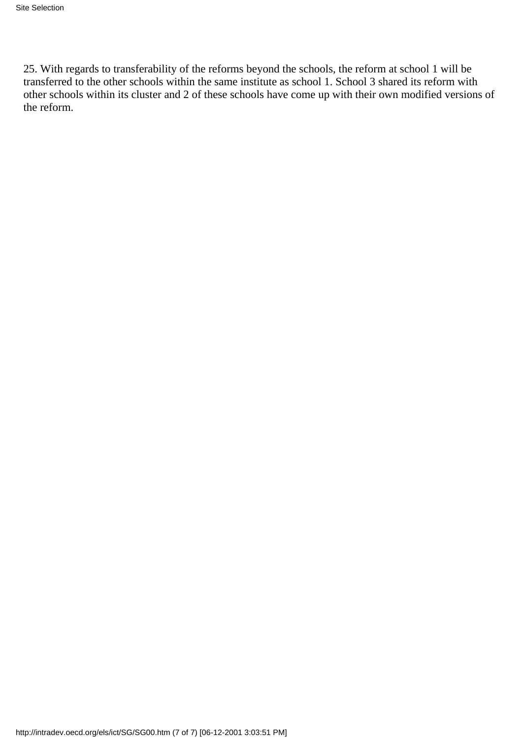25. With regards to transferability of the reforms beyond the schools, the reform at school 1 will be transferred to the other schools within the same institute as school 1. School 3 shared its reform with other schools within its cluster and 2 of these schools have come up with their own modified versions of the reform.